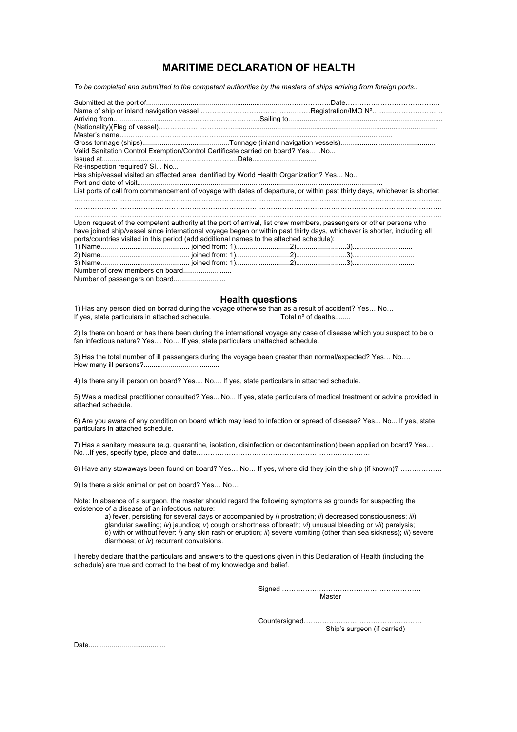# MARITIME DECLARATION OF HEALTH

*To be completed and submitted to the competent authorities by the masters of ships arriving from foreign ports..*

Submitted at the port of.............................................................................……………….Date…………………………………..
Name of ship or inland navigation vessel ……………………………………..……Registration/IMO Nº……..…………………
Arriving from…......................... ………………………………..Sailing to................................................................................
(Nationality)(Flag of vessel)…………………………….......................................................................................................
Master's name…..……………………………………........................................................................................
Gross tonnage (ships)............................................Tonnage (inland navigation vessels)................................................
Valid Sanitation Control Exemption/Control Certificate carried on board? Yes... ..No...
Issued at........................ ………………………………..Date.................................
Re-inspection required? Sí... No...
Has ship/vessel visited an affected area identified by World Health Organization? Yes... No...
Port and date of visit.......................................................................................................................
List ports of call from commencement of voyage with dates of departure, or within past thirty days, whichever is shorter:
……………………………………………………………………………………………………………………………………
……………………………………………………………………………………………………………………………………
……………………………………………………………………………………………………………………………………
Upon request of the competent authority at the port of arrival, list crew members, passengers or other persons who have joined ship/vessel since international voyage began or within past thirty days, whichever is shorter, including all ports/countries visited in this period (add additional names to the attached schedule):
1) Name............................................. joined from: 1)............................2)..........................3)..............................
2) Name............................................. joined from: 1)............................2)..........................3)................................
3) Name............................................. joined from: 1)............................2)..........................3)................................
Number of crew members on board.........................
Number of passengers on board...........................

## Health questions

1) Has any person died on borrad during the voyage otherwise than as a result of accident? Yes… No…
If yes, state particulars in attached schedule. Total nº of deaths........

2) Is there on board or has there been during the international voyage any case of disease which you suspect to be o fan infectious nature? Yes.... No… If yes, state particulars unattached schedule.

3) Has the total number of ill passengers during the voyage been greater than normal/expected? Yes… No….
How many ill persons?.......................................

4) Is there any ill person on board? Yes.... No.... If yes, state particulars in attached schedule.

5) Was a medical practitioner consulted? Yes... No... If yes, state particulars of medical treatment or advine provided in attached schedule.

6) Are you aware of any condition on board which may lead to infection or spread of disease? Yes... No... If yes, state particulars in attached schedule.

7) Has a sanitary measure (e.g. quarantine, isolation, disinfection or decontamination) been applied on board? Yes… No…If yes, specify type, place and date……………………………………………………………….

8) Have any stowaways been found on board? Yes… No… If yes, where did they join the ship (if known)? ………………

9) Is there a sick animal or pet on board? Yes… No…

Note: In absence of a surgeon, the master should regard the following symptoms as grounds for suspecting the existence of a disease of an infectious nature:

*a*) fever, persisting for several days or accompanied by *i*) prostration; *ii*) decreased consciousness; *iii*) glandular swelling; *iv*) jaundice; *v*) cough or shortness of breath; *vi*) unusual bleeding or *vii*) paralysis;
*b*) with or without fever: *i*) any skin rash or eruption; *ii*) severe vomiting (other than sea sickness); *iii*) severe diarrhoea; or *iv*) recurrent convulsions.

I hereby declare that the particulars and answers to the questions given in this Declaration of Health (including the schedule) are true and correct to the best of my knowledge and belief.

Signed ……………………………………………………
Master

Countersigned……………………………………………
Ship's surgeon (if carried)

Date........................................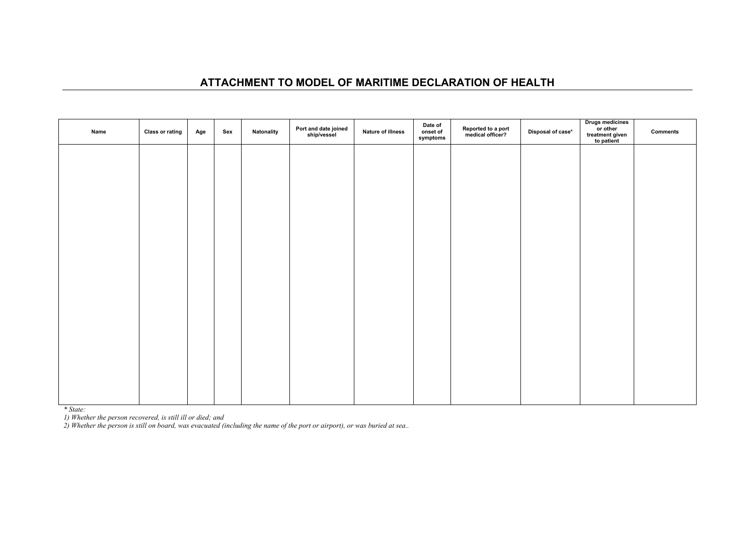# ATTACHMENT TO MODEL OF MARITIME DECLARATION OF HEALTH

| Name | Class or rating | Age | Sex | Natonality | Port and date joined ship/vessel | Nature of illness | Date of onset of symptoms | Reported to a port medical officer? | Disposal of case* | Drugs medicines or other treatment given to patient | Comments |
|---|---|---|---|---|---|---|---|---|---|---|---|
| | | | | | | | | | | | |

*\* State:*

*1) Whether the person recovered, is still ill or died; and*

*2) Whether the person is still on board, was evacuated (including the name of the port or airport), or was buried at sea..*